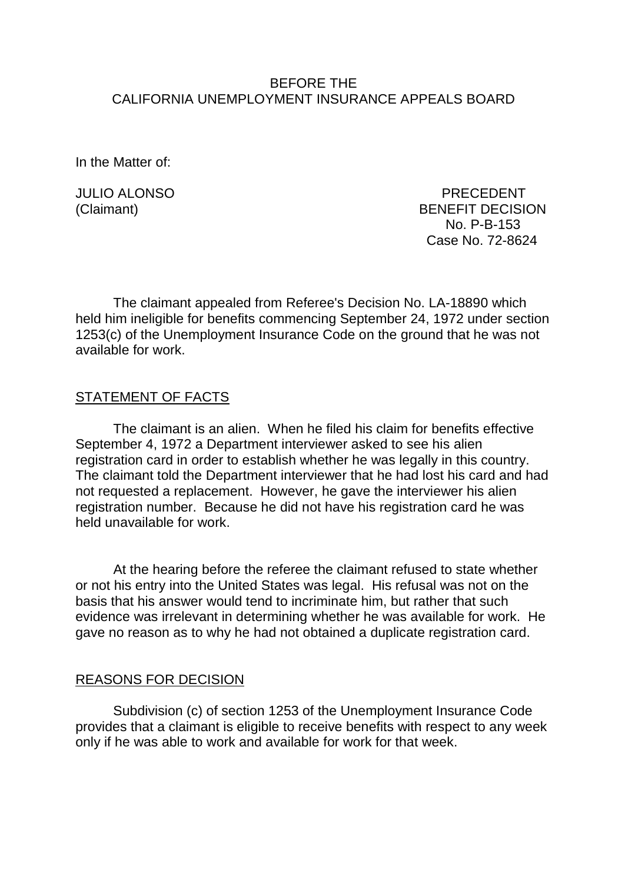BEFORE THE
CALIFORNIA UNEMPLOYMENT INSURANCE APPEALS BOARD

In the Matter of:

JULIO ALONSO
(Claimant)

PRECEDENT
BENEFIT DECISION
No. P-B-153
Case No. 72-8624

The claimant appealed from Referee's Decision No. LA-18890 which held him ineligible for benefits commencing September 24, 1972 under section 1253(c) of the Unemployment Insurance Code on the ground that he was not available for work.

## STATEMENT OF FACTS

The claimant is an alien. When he filed his claim for benefits effective September 4, 1972 a Department interviewer asked to see his alien registration card in order to establish whether he was legally in this country. The claimant told the Department interviewer that he had lost his card and had not requested a replacement. However, he gave the interviewer his alien registration number. Because he did not have his registration card he was held unavailable for work.

At the hearing before the referee the claimant refused to state whether or not his entry into the United States was legal. His refusal was not on the basis that his answer would tend to incriminate him, but rather that such evidence was irrelevant in determining whether he was available for work. He gave no reason as to why he had not obtained a duplicate registration card.

## REASONS FOR DECISION

Subdivision (c) of section 1253 of the Unemployment Insurance Code provides that a claimant is eligible to receive benefits with respect to any week only if he was able to work and available for work for that week.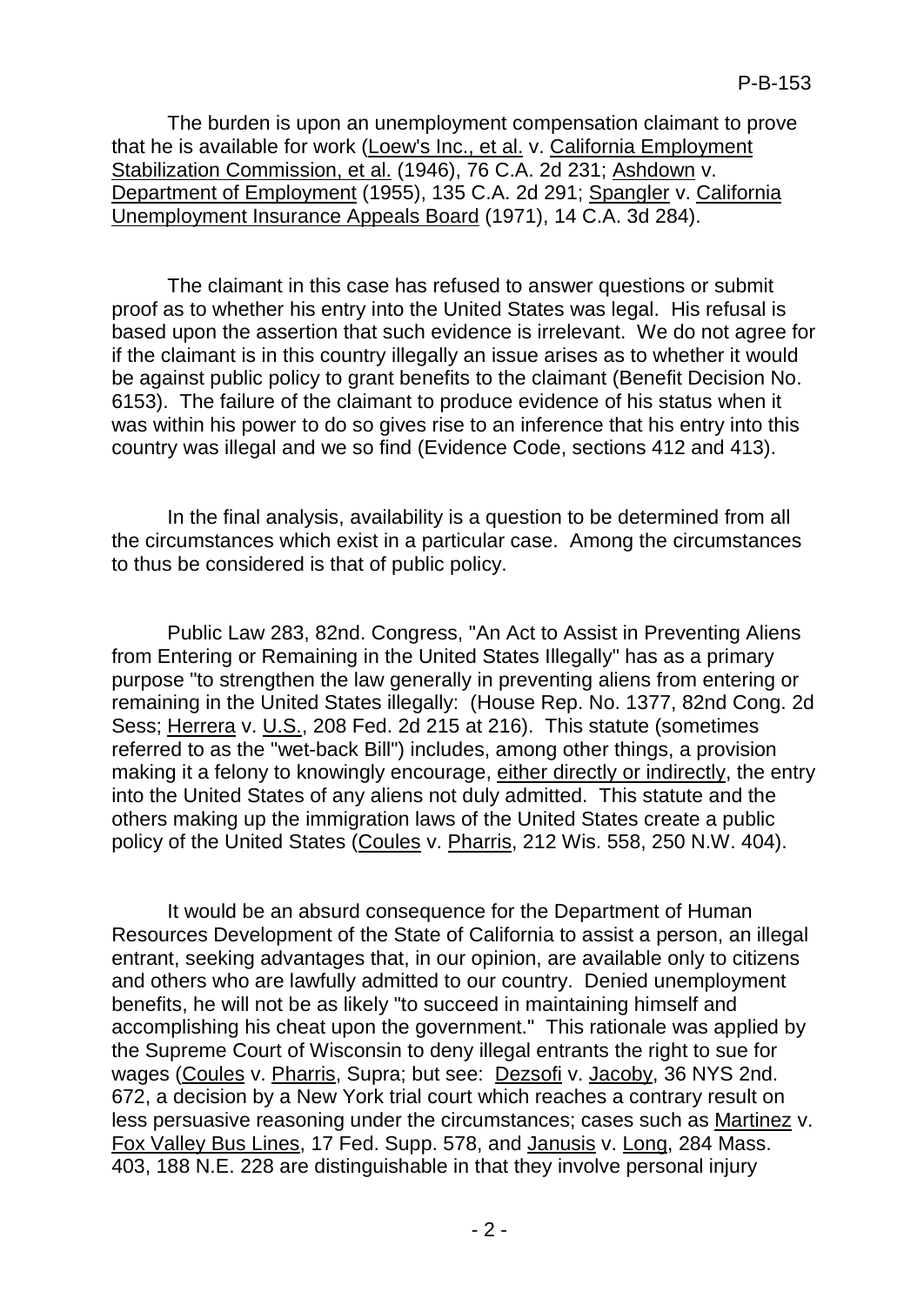The burden is upon an unemployment compensation claimant to prove that he is available for work (Loew's Inc., et al. v. California Employment Stabilization Commission, et al. (1946), 76 C.A. 2d 231; Ashdown v. Department of Employment (1955), 135 C.A. 2d 291; Spangler v. California Unemployment Insurance Appeals Board (1971), 14 C.A. 3d 284).

The claimant in this case has refused to answer questions or submit proof as to whether his entry into the United States was legal. His refusal is based upon the assertion that such evidence is irrelevant. We do not agree for if the claimant is in this country illegally an issue arises as to whether it would be against public policy to grant benefits to the claimant (Benefit Decision No. 6153). The failure of the claimant to produce evidence of his status when it was within his power to do so gives rise to an inference that his entry into this country was illegal and we so find (Evidence Code, sections 412 and 413).

In the final analysis, availability is a question to be determined from all the circumstances which exist in a particular case. Among the circumstances to thus be considered is that of public policy.

Public Law 283, 82nd. Congress, "An Act to Assist in Preventing Aliens from Entering or Remaining in the United States Illegally" has as a primary purpose "to strengthen the law generally in preventing aliens from entering or remaining in the United States illegally: (House Rep. No. 1377, 82nd Cong. 2d Sess; Herrera v. U.S., 208 Fed. 2d 215 at 216). This statute (sometimes referred to as the "wet-back Bill") includes, among other things, a provision making it a felony to knowingly encourage, either directly or indirectly, the entry into the United States of any aliens not duly admitted. This statute and the others making up the immigration laws of the United States create a public policy of the United States (Coules v. Pharris, 212 Wis. 558, 250 N.W. 404).

It would be an absurd consequence for the Department of Human Resources Development of the State of California to assist a person, an illegal entrant, seeking advantages that, in our opinion, are available only to citizens and others who are lawfully admitted to our country. Denied unemployment benefits, he will not be as likely "to succeed in maintaining himself and accomplishing his cheat upon the government." This rationale was applied by the Supreme Court of Wisconsin to deny illegal entrants the right to sue for wages (Coules v. Pharris, Supra; but see: Dezsofi v. Jacoby, 36 NYS 2nd. 672, a decision by a New York trial court which reaches a contrary result on less persuasive reasoning under the circumstances; cases such as Martinez v. Fox Valley Bus Lines, 17 Fed. Supp. 578, and Janusis v. Long, 284 Mass. 403, 188 N.E. 228 are distinguishable in that they involve personal injury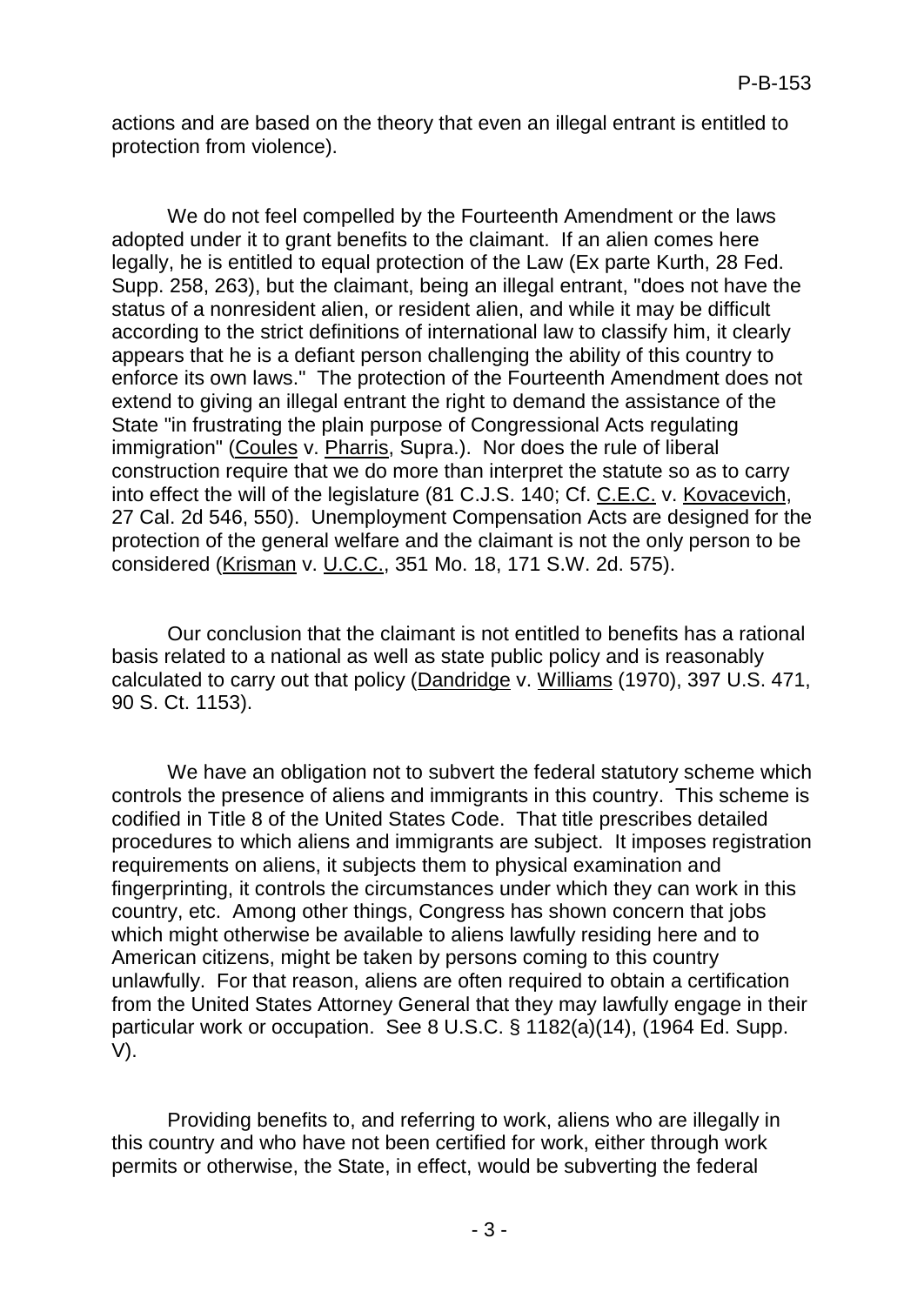actions and are based on the theory that even an illegal entrant is entitled to protection from violence).

We do not feel compelled by the Fourteenth Amendment or the laws adopted under it to grant benefits to the claimant. If an alien comes here legally, he is entitled to equal protection of the Law (Ex parte Kurth, 28 Fed. Supp. 258, 263), but the claimant, being an illegal entrant, "does not have the status of a nonresident alien, or resident alien, and while it may be difficult according to the strict definitions of international law to classify him, it clearly appears that he is a defiant person challenging the ability of this country to enforce its own laws." The protection of the Fourteenth Amendment does not extend to giving an illegal entrant the right to demand the assistance of the State "in frustrating the plain purpose of Congressional Acts regulating immigration" (Coules v. Pharris, Supra.). Nor does the rule of liberal construction require that we do more than interpret the statute so as to carry into effect the will of the legislature (81 C.J.S. 140; Cf. C.E.C. v. Kovacevich, 27 Cal. 2d 546, 550). Unemployment Compensation Acts are designed for the protection of the general welfare and the claimant is not the only person to be considered (Krisman v. U.C.C., 351 Mo. 18, 171 S.W. 2d. 575).

Our conclusion that the claimant is not entitled to benefits has a rational basis related to a national as well as state public policy and is reasonably calculated to carry out that policy (Dandridge v. Williams (1970), 397 U.S. 471, 90 S. Ct. 1153).

We have an obligation not to subvert the federal statutory scheme which controls the presence of aliens and immigrants in this country. This scheme is codified in Title 8 of the United States Code. That title prescribes detailed procedures to which aliens and immigrants are subject. It imposes registration requirements on aliens, it subjects them to physical examination and fingerprinting, it controls the circumstances under which they can work in this country, etc. Among other things, Congress has shown concern that jobs which might otherwise be available to aliens lawfully residing here and to American citizens, might be taken by persons coming to this country unlawfully. For that reason, aliens are often required to obtain a certification from the United States Attorney General that they may lawfully engage in their particular work or occupation. See 8 U.S.C. § 1182(a)(14), (1964 Ed. Supp. V).

Providing benefits to, and referring to work, aliens who are illegally in this country and who have not been certified for work, either through work permits or otherwise, the State, in effect, would be subverting the federal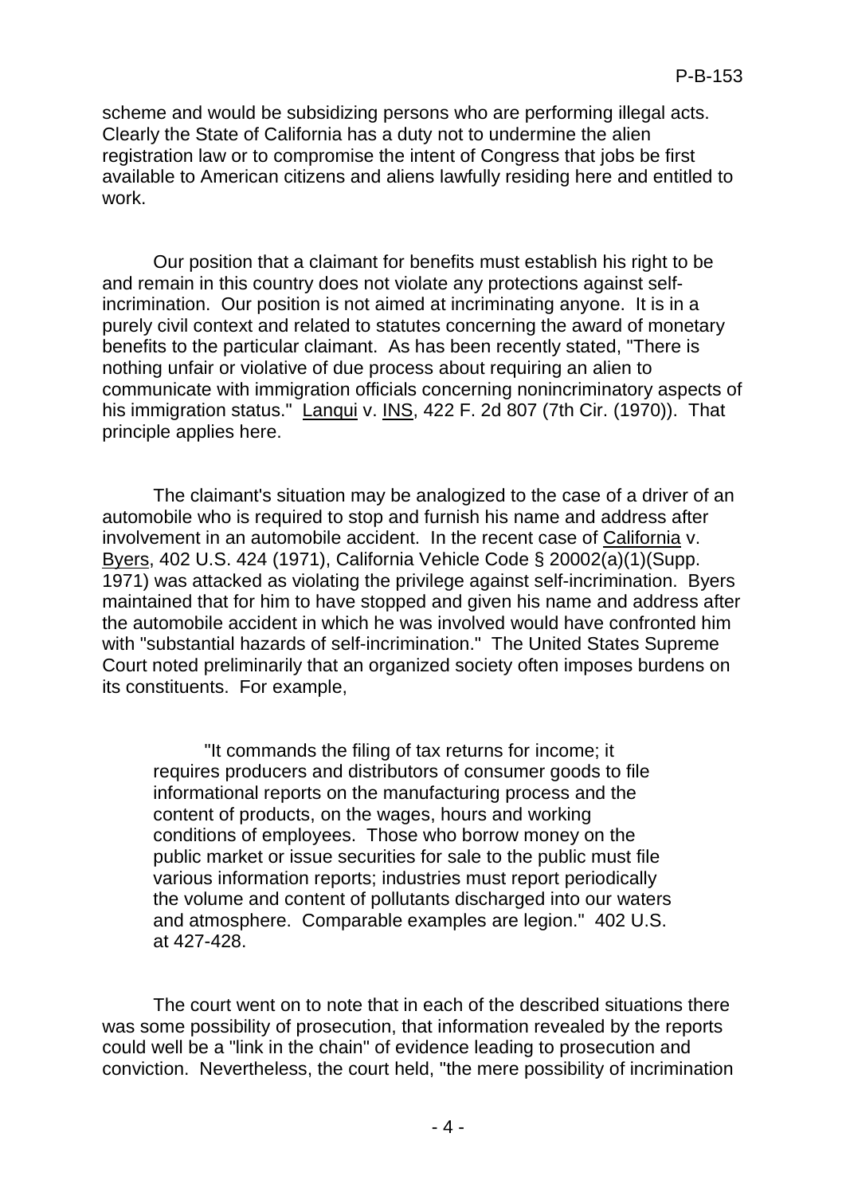scheme and would be subsidizing persons who are performing illegal acts. Clearly the State of California has a duty not to undermine the alien registration law or to compromise the intent of Congress that jobs be first available to American citizens and aliens lawfully residing here and entitled to work.

Our position that a claimant for benefits must establish his right to be and remain in this country does not violate any protections against self-incrimination. Our position is not aimed at incriminating anyone. It is in a purely civil context and related to statutes concerning the award of monetary benefits to the particular claimant. As has been recently stated, "There is nothing unfair or violative of due process about requiring an alien to communicate with immigration officials concerning nonincriminatory aspects of his immigration status." Lanqui v. INS, 422 F. 2d 807 (7th Cir. (1970)). That principle applies here.

The claimant's situation may be analogized to the case of a driver of an automobile who is required to stop and furnish his name and address after involvement in an automobile accident. In the recent case of California v. Byers, 402 U.S. 424 (1971), California Vehicle Code § 20002(a)(1)(Supp. 1971) was attacked as violating the privilege against self-incrimination. Byers maintained that for him to have stopped and given his name and address after the automobile accident in which he was involved would have confronted him with "substantial hazards of self-incrimination." The United States Supreme Court noted preliminarily that an organized society often imposes burdens on its constituents. For example,

> "It commands the filing of tax returns for income; it requires producers and distributors of consumer goods to file informational reports on the manufacturing process and the content of products, on the wages, hours and working conditions of employees. Those who borrow money on the public market or issue securities for sale to the public must file various information reports; industries must report periodically the volume and content of pollutants discharged into our waters and atmosphere. Comparable examples are legion." 402 U.S. at 427-428.

The court went on to note that in each of the described situations there was some possibility of prosecution, that information revealed by the reports could well be a "link in the chain" of evidence leading to prosecution and conviction. Nevertheless, the court held, "the mere possibility of incrimination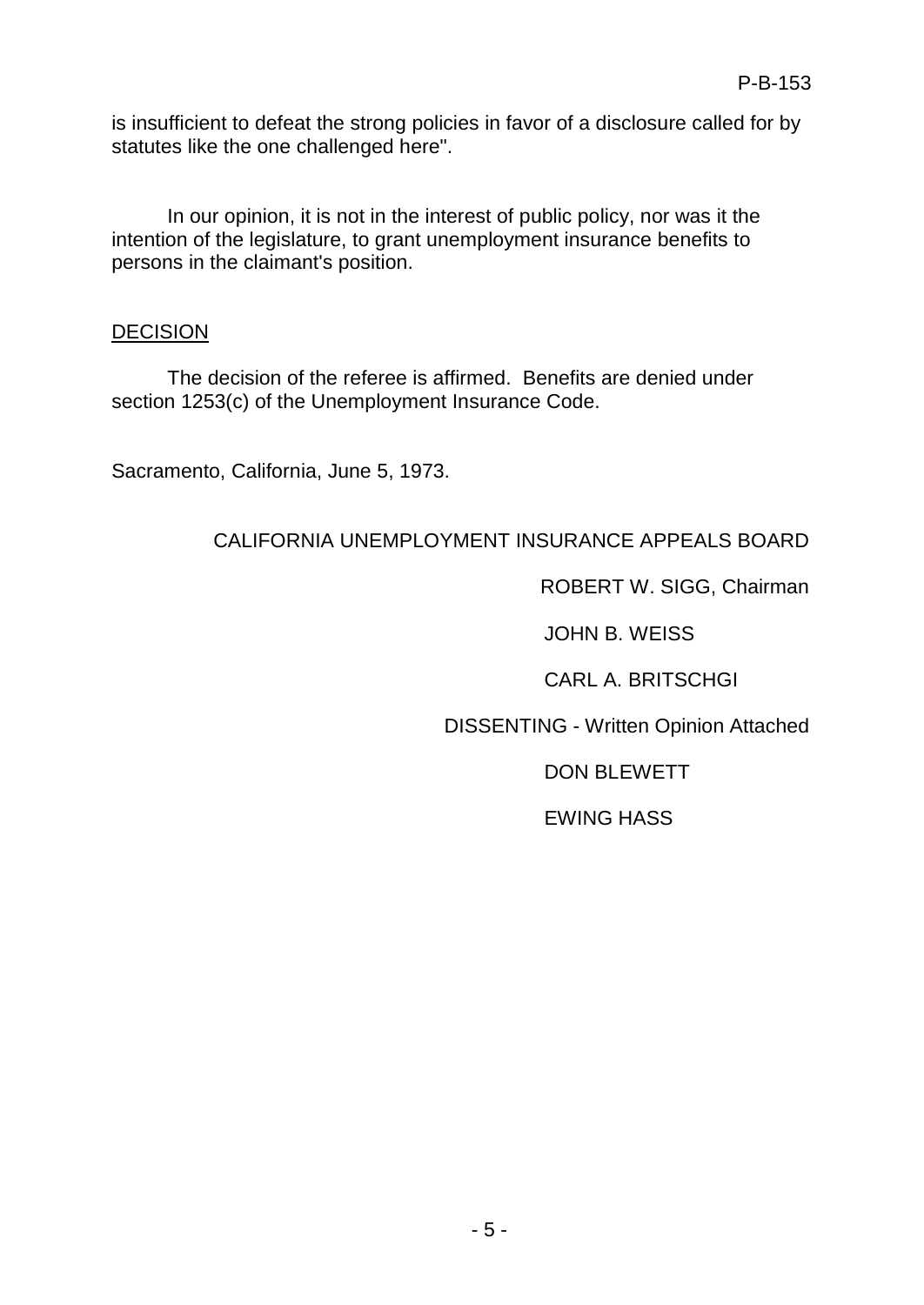is insufficient to defeat the strong policies in favor of a disclosure called for by statutes like the one challenged here".

In our opinion, it is not in the interest of public policy, nor was it the intention of the legislature, to grant unemployment insurance benefits to persons in the claimant's position.

## DECISION

The decision of the referee is affirmed. Benefits are denied under section 1253(c) of the Unemployment Insurance Code.

Sacramento, California, June 5, 1973.

CALIFORNIA UNEMPLOYMENT INSURANCE APPEALS BOARD

ROBERT W. SIGG, Chairman

JOHN B. WEISS

CARL A. BRITSCHGI

DISSENTING - Written Opinion Attached

DON BLEWETT

EWING HASS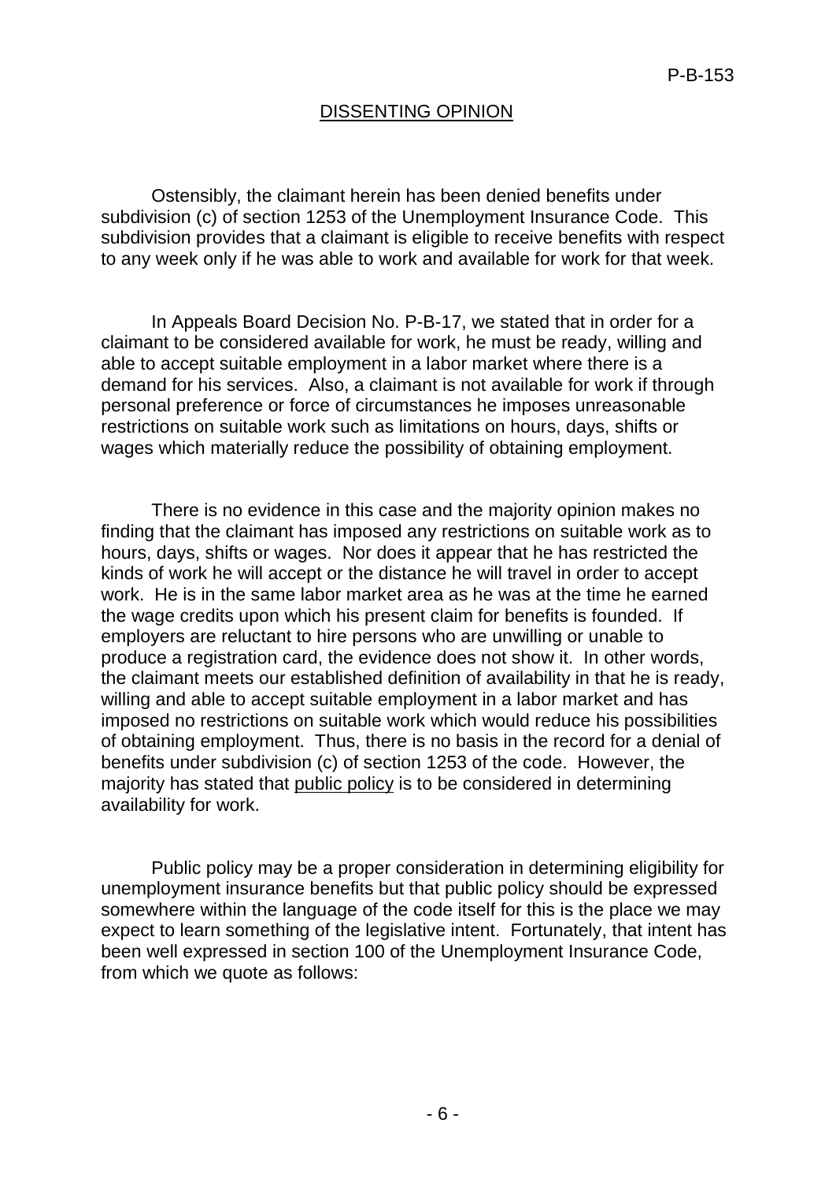## DISSENTING OPINION

Ostensibly, the claimant herein has been denied benefits under subdivision (c) of section 1253 of the Unemployment Insurance Code. This subdivision provides that a claimant is eligible to receive benefits with respect to any week only if he was able to work and available for work for that week.

In Appeals Board Decision No. P-B-17, we stated that in order for a claimant to be considered available for work, he must be ready, willing and able to accept suitable employment in a labor market where there is a demand for his services. Also, a claimant is not available for work if through personal preference or force of circumstances he imposes unreasonable restrictions on suitable work such as limitations on hours, days, shifts or wages which materially reduce the possibility of obtaining employment.

There is no evidence in this case and the majority opinion makes no finding that the claimant has imposed any restrictions on suitable work as to hours, days, shifts or wages. Nor does it appear that he has restricted the kinds of work he will accept or the distance he will travel in order to accept work. He is in the same labor market area as he was at the time he earned the wage credits upon which his present claim for benefits is founded. If employers are reluctant to hire persons who are unwilling or unable to produce a registration card, the evidence does not show it. In other words, the claimant meets our established definition of availability in that he is ready, willing and able to accept suitable employment in a labor market and has imposed no restrictions on suitable work which would reduce his possibilities of obtaining employment. Thus, there is no basis in the record for a denial of benefits under subdivision (c) of section 1253 of the code. However, the majority has stated that <u>public policy</u> is to be considered in determining availability for work.

Public policy may be a proper consideration in determining eligibility for unemployment insurance benefits but that public policy should be expressed somewhere within the language of the code itself for this is the place we may expect to learn something of the legislative intent. Fortunately, that intent has been well expressed in section 100 of the Unemployment Insurance Code, from which we quote as follows: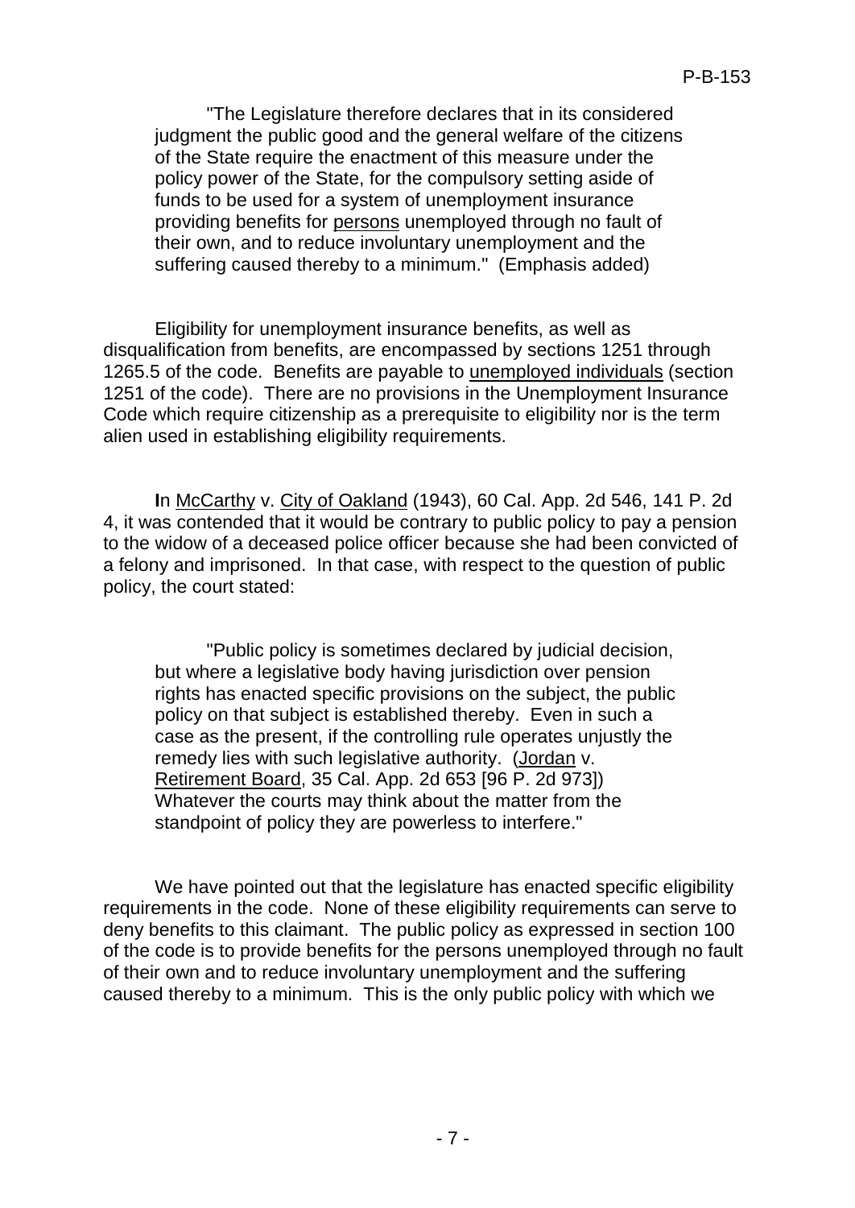> "The Legislature therefore declares that in its considered judgment the public good and the general welfare of the citizens of the State require the enactment of this measure under the policy power of the State, for the compulsory setting aside of funds to be used for a system of unemployment insurance providing benefits for persons unemployed through no fault of their own, and to reduce involuntary unemployment and the suffering caused thereby to a minimum." (Emphasis added)

Eligibility for unemployment insurance benefits, as well as disqualification from benefits, are encompassed by sections 1251 through 1265.5 of the code. Benefits are payable to unemployed individuals (section 1251 of the code). There are no provisions in the Unemployment Insurance Code which require citizenship as a prerequisite to eligibility nor is the term alien used in establishing eligibility requirements.

In McCarthy v. City of Oakland (1943), 60 Cal. App. 2d 546, 141 P. 2d 4, it was contended that it would be contrary to public policy to pay a pension to the widow of a deceased police officer because she had been convicted of a felony and imprisoned. In that case, with respect to the question of public policy, the court stated:

> "Public policy is sometimes declared by judicial decision, but where a legislative body having jurisdiction over pension rights has enacted specific provisions on the subject, the public policy on that subject is established thereby. Even in such a case as the present, if the controlling rule operates unjustly the remedy lies with such legislative authority. (Jordan v. Retirement Board, 35 Cal. App. 2d 653 [96 P. 2d 973]) Whatever the courts may think about the matter from the standpoint of policy they are powerless to interfere."

We have pointed out that the legislature has enacted specific eligibility requirements in the code. None of these eligibility requirements can serve to deny benefits to this claimant. The public policy as expressed in section 100 of the code is to provide benefits for the persons unemployed through no fault of their own and to reduce involuntary unemployment and the suffering caused thereby to a minimum. This is the only public policy with which we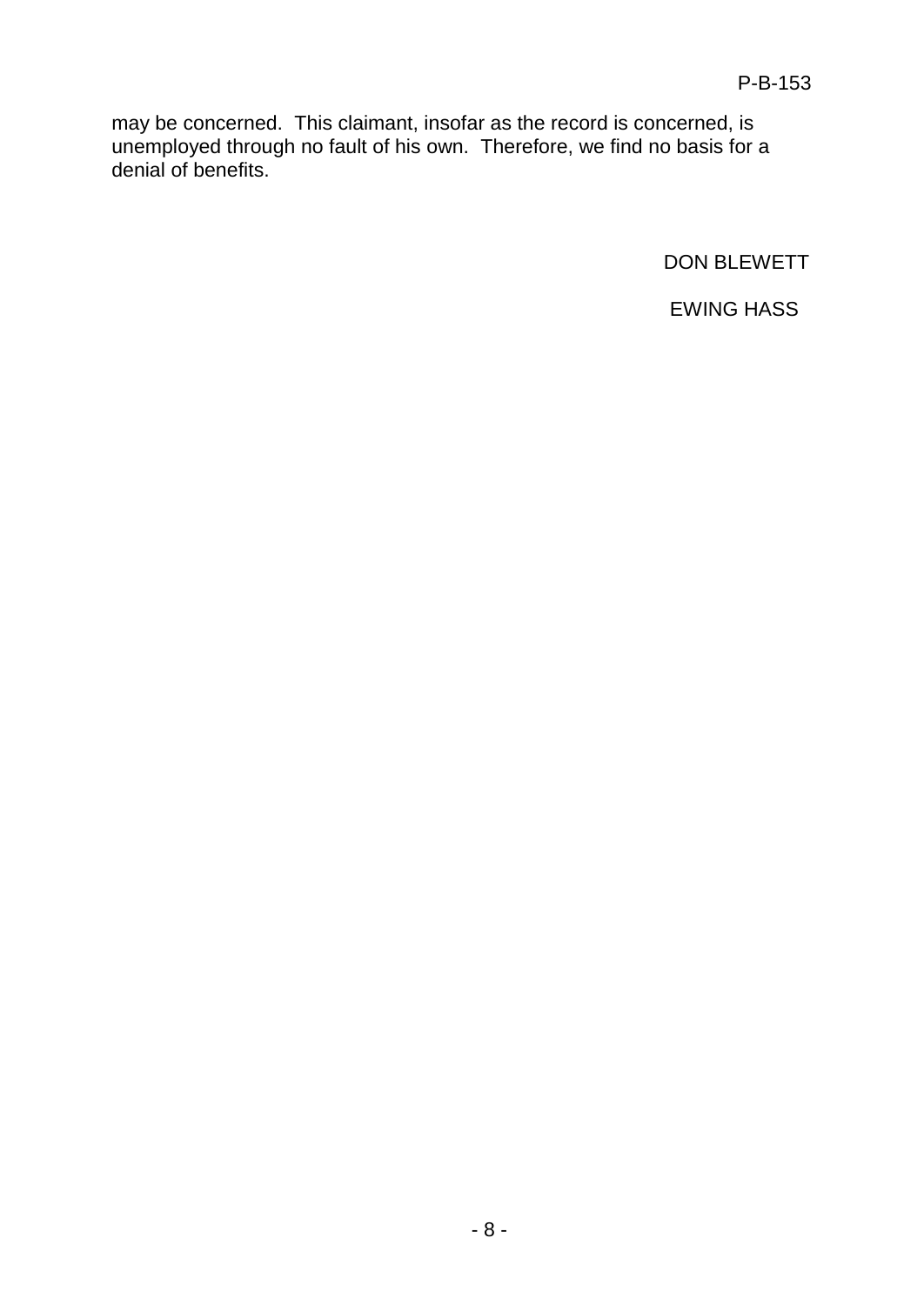may be concerned. This claimant, insofar as the record is concerned, is unemployed through no fault of his own. Therefore, we find no basis for a denial of benefits.

DON BLEWETT

EWING HASS